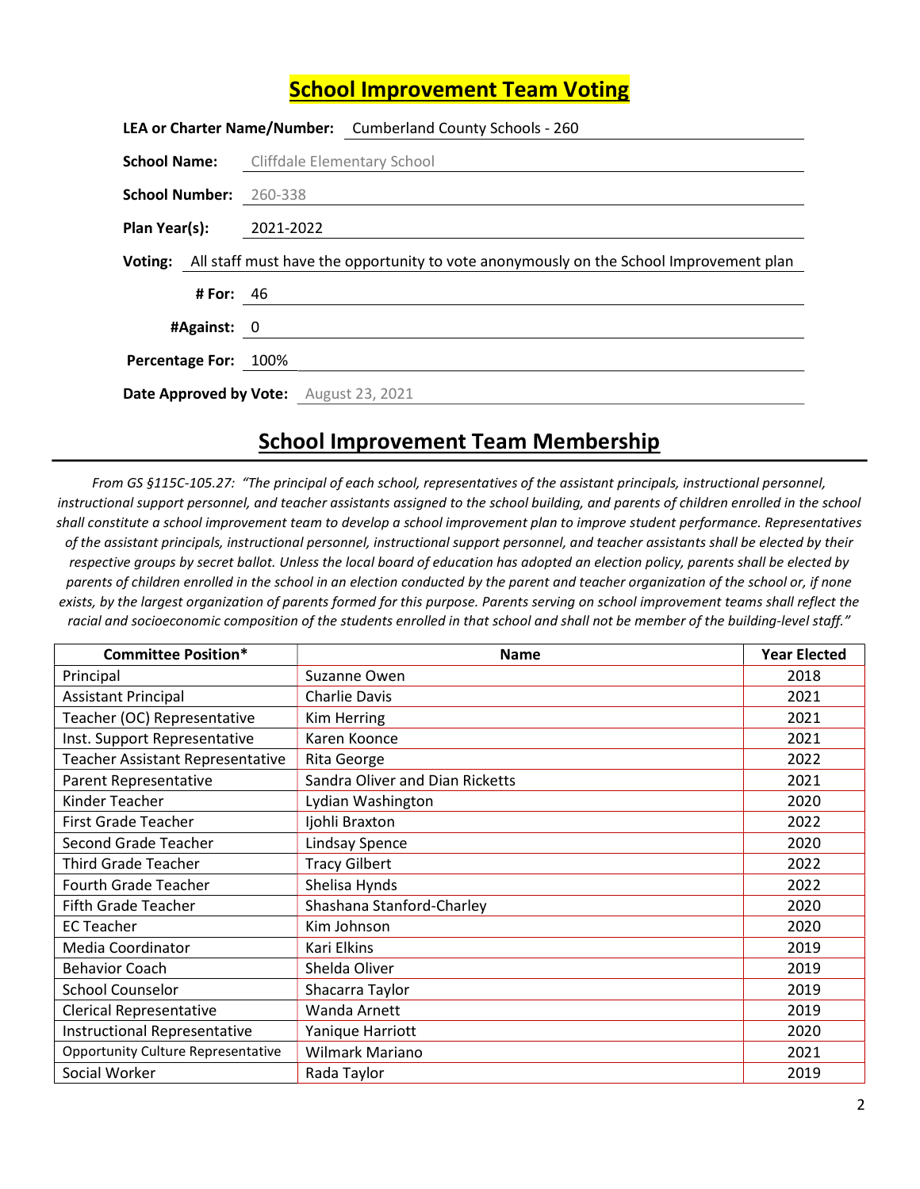## School Improvement Team Voting

**LEA or Charter Name/Number:** Cumberland County Schools - 260

**School Name:** Cliffdale Elementary School

**School Number:** 260-338

**Plan Year(s):** 2021-2022

**Voting:** All staff must have the opportunity to vote anonymously on the School Improvement plan

**# For:** 46

**#Against:** 0

**Percentage For:** 100%

**Date Approved by Vote:** August 23, 2021

## School Improvement Team Membership

*From GS §115C-105.27: "The principal of each school, representatives of the assistant principals, instructional personnel, instructional support personnel, and teacher assistants assigned to the school building, and parents of children enrolled in the school shall constitute a school improvement team to develop a school improvement plan to improve student performance. Representatives of the assistant principals, instructional personnel, instructional support personnel, and teacher assistants shall be elected by their respective groups by secret ballot. Unless the local board of education has adopted an election policy, parents shall be elected by parents of children enrolled in the school in an election conducted by the parent and teacher organization of the school or, if none exists, by the largest organization of parents formed for this purpose. Parents serving on school improvement teams shall reflect the racial and socioeconomic composition of the students enrolled in that school and shall not be member of the building-level staff."*

| Committee Position* | Name | Year Elected |
|---|---|---|
| Principal | Suzanne Owen | 2018 |
| Assistant Principal | Charlie Davis | 2021 |
| Teacher (OC) Representative | Kim Herring | 2021 |
| Inst. Support Representative | Karen Koonce | 2021 |
| Teacher Assistant Representative | Rita George | 2022 |
| Parent Representative | Sandra Oliver and Dian Ricketts | 2021 |
| Kinder Teacher | Lydian Washington | 2020 |
| First Grade Teacher | Ijohli Braxton | 2022 |
| Second Grade Teacher | Lindsay Spence | 2020 |
| Third Grade Teacher | Tracy Gilbert | 2022 |
| Fourth Grade Teacher | Shelisa Hynds | 2022 |
| Fifth Grade Teacher | Shashana Stanford-Charley | 2020 |
| EC Teacher | Kim Johnson | 2020 |
| Media Coordinator | Kari Elkins | 2019 |
| Behavior Coach | Shelda Oliver | 2019 |
| School Counselor | Shacarra Taylor | 2019 |
| Clerical Representative | Wanda Arnett | 2019 |
| Instructional Representative | Yanique Harriott | 2020 |
| Opportunity Culture Representative | Wilmark Mariano | 2021 |
| Social Worker | Rada Taylor | 2019 |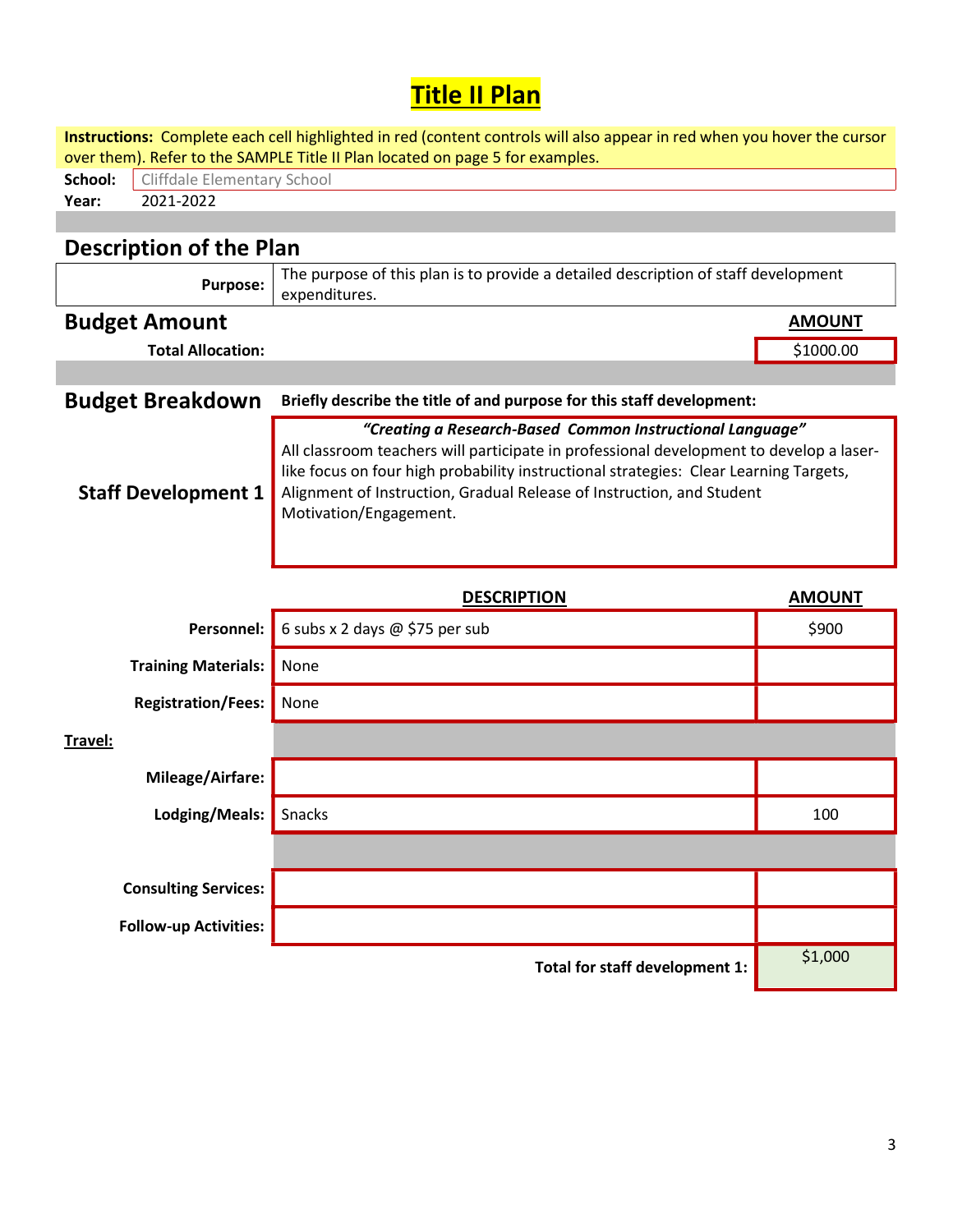# Title II Plan

**Instructions:** Complete each cell highlighted in red (content controls will also appear in red when you hover the cursor over them). Refer to the SAMPLE Title II Plan located on page 5 for examples.

**School:** Cliffdale Elementary School
**Year:** 2021-2022

## Description of the Plan

| | |
|---|---|
| **Purpose:** | The purpose of this plan is to provide a detailed description of staff development expenditures. |

## Budget Amount

| | **AMOUNT** |
|---|---|
| **Total Allocation:** | $1000.00 |

## Budget Breakdown

**Briefly describe the title of and purpose for this staff development:**

**Staff Development 1**

***"Creating a Research-Based Common Instructional Language"***
All classroom teachers will participate in professional development to develop a laser-like focus on four high probability instructional strategies: Clear Learning Targets, Alignment of Instruction, Gradual Release of Instruction, and Student Motivation/Engagement.

| | **DESCRIPTION** | **AMOUNT** |
|---|---|---|
| **Personnel:** | 6 subs x 2 days @ $75 per sub | $900 |
| **Training Materials:** | None | |
| **Registration/Fees:** | None | |
| **Travel:** | | |
| **Mileage/Airfare:** | | |
| **Lodging/Meals:** | Snacks | 100 |
| **Consulting Services:** | | |
| **Follow-up Activities:** | | |
| | **Total for staff development 1:** | $1,000 |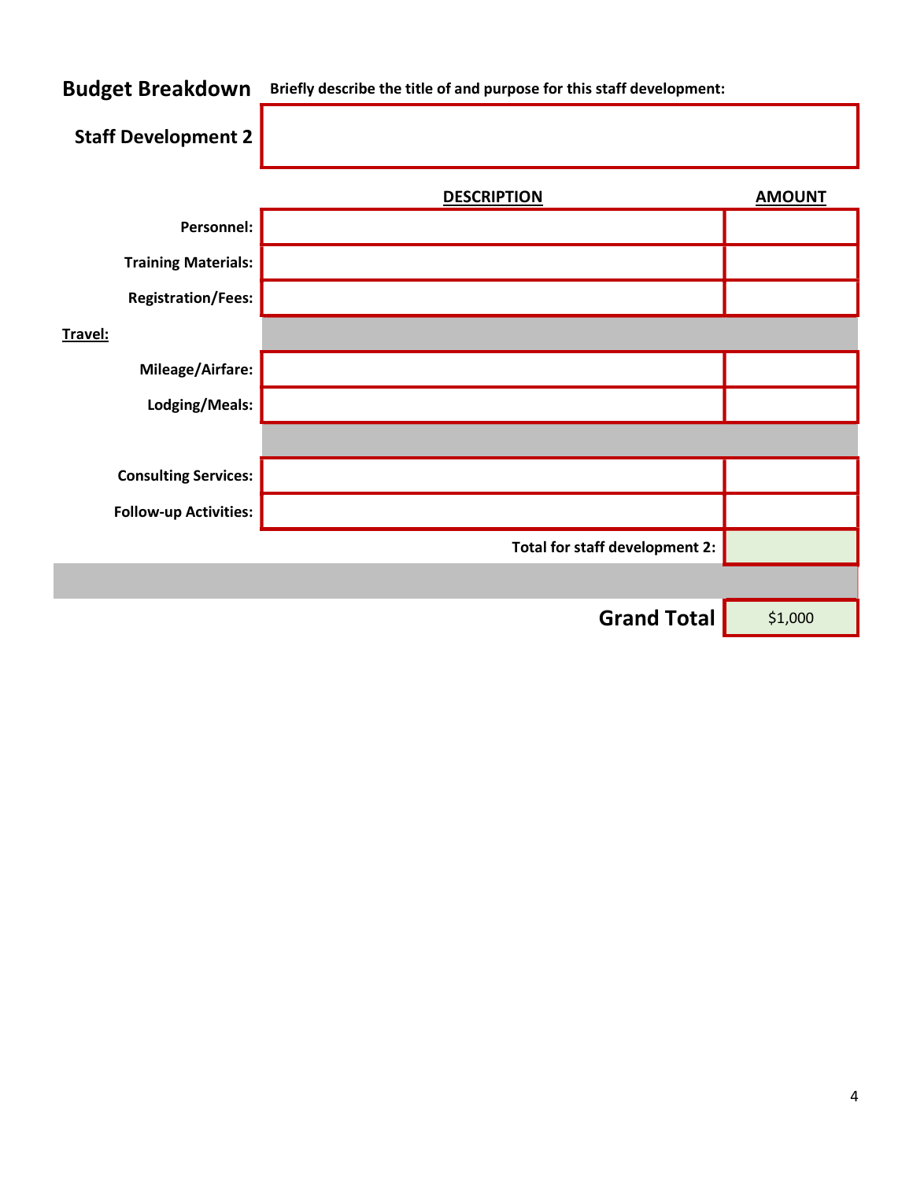## Budget Breakdown

**Briefly describe the title of and purpose for this staff development:**

**Staff Development 2**

| | DESCRIPTION | AMOUNT |
|---|---|---|
| **Personnel:** | | |
| **Training Materials:** | | |
| **Registration/Fees:** | | |
| **Travel:** | | |
| **Mileage/Airfare:** | | |
| **Lodging/Meals:** | | |
| **Consulting Services:** | | |
| **Follow-up Activities:** | | |
| | **Total for staff development 2:** | |
| | **Grand Total** | $1,000 |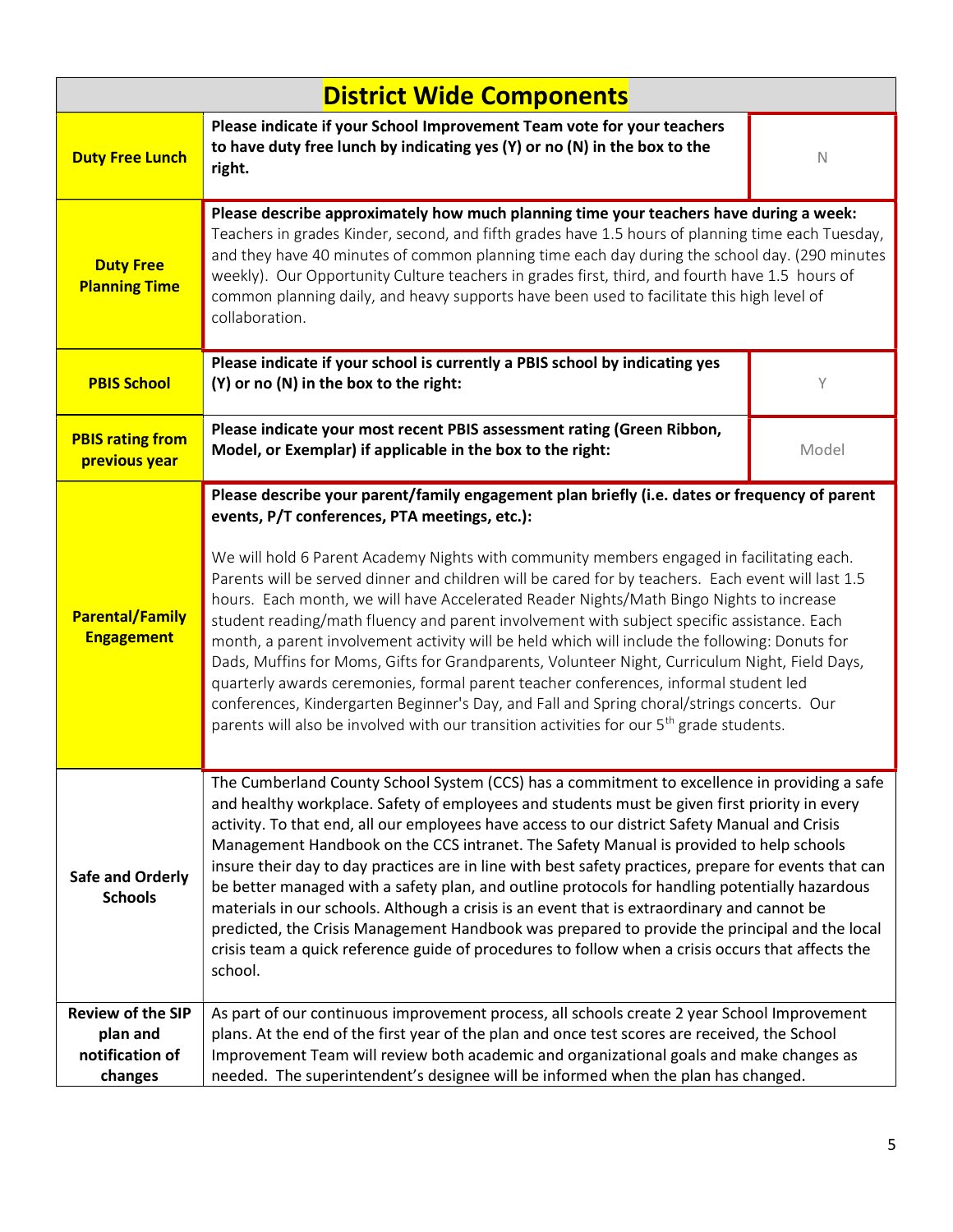| District Wide Components | | |
|---|---|---|
| **Duty Free Lunch** | **Please indicate if your School Improvement Team vote for your teachers to have duty free lunch by indicating yes (Y) or no (N) in the box to the right.** | N |
| **Duty Free Planning Time** | **Please describe approximately how much planning time your teachers have during a week:** Teachers in grades Kinder, second, and fifth grades have 1.5 hours of planning time each Tuesday, and they have 40 minutes of common planning time each day during the school day. (290 minutes weekly). Our Opportunity Culture teachers in grades first, third, and fourth have 1.5 hours of common planning daily, and heavy supports have been used to facilitate this high level of collaboration. | |
| **PBIS School** | **Please indicate if your school is currently a PBIS school by indicating yes (Y) or no (N) in the box to the right:** | Y |
| **PBIS rating from previous year** | **Please indicate your most recent PBIS assessment rating (Green Ribbon, Model, or Exemplar) if applicable in the box to the right:** | Model |
| **Parental/Family Engagement** | **Please describe your parent/family engagement plan briefly (i.e. dates or frequency of parent events, P/T conferences, PTA meetings, etc.):** We will hold 6 Parent Academy Nights with community members engaged in facilitating each. Parents will be served dinner and children will be cared for by teachers. Each event will last 1.5 hours. Each month, we will have Accelerated Reader Nights/Math Bingo Nights to increase student reading/math fluency and parent involvement with subject specific assistance. Each month, a parent involvement activity will be held which will include the following: Donuts for Dads, Muffins for Moms, Gifts for Grandparents, Volunteer Night, Curriculum Night, Field Days, quarterly awards ceremonies, formal parent teacher conferences, informal student led conferences, Kindergarten Beginner's Day, and Fall and Spring choral/strings concerts. Our parents will also be involved with our transition activities for our 5th grade students. | |
| **Safe and Orderly Schools** | The Cumberland County School System (CCS) has a commitment to excellence in providing a safe and healthy workplace. Safety of employees and students must be given first priority in every activity. To that end, all our employees have access to our district Safety Manual and Crisis Management Handbook on the CCS intranet. The Safety Manual is provided to help schools insure their day to day practices are in line with best safety practices, prepare for events that can be better managed with a safety plan, and outline protocols for handling potentially hazardous materials in our schools. Although a crisis is an event that is extraordinary and cannot be predicted, the Crisis Management Handbook was prepared to provide the principal and the local crisis team a quick reference guide of procedures to follow when a crisis occurs that affects the school. | |
| **Review of the SIP plan and notification of changes** | As part of our continuous improvement process, all schools create 2 year School Improvement plans. At the end of the first year of the plan and once test scores are received, the School Improvement Team will review both academic and organizational goals and make changes as needed. The superintendent's designee will be informed when the plan has changed. | |